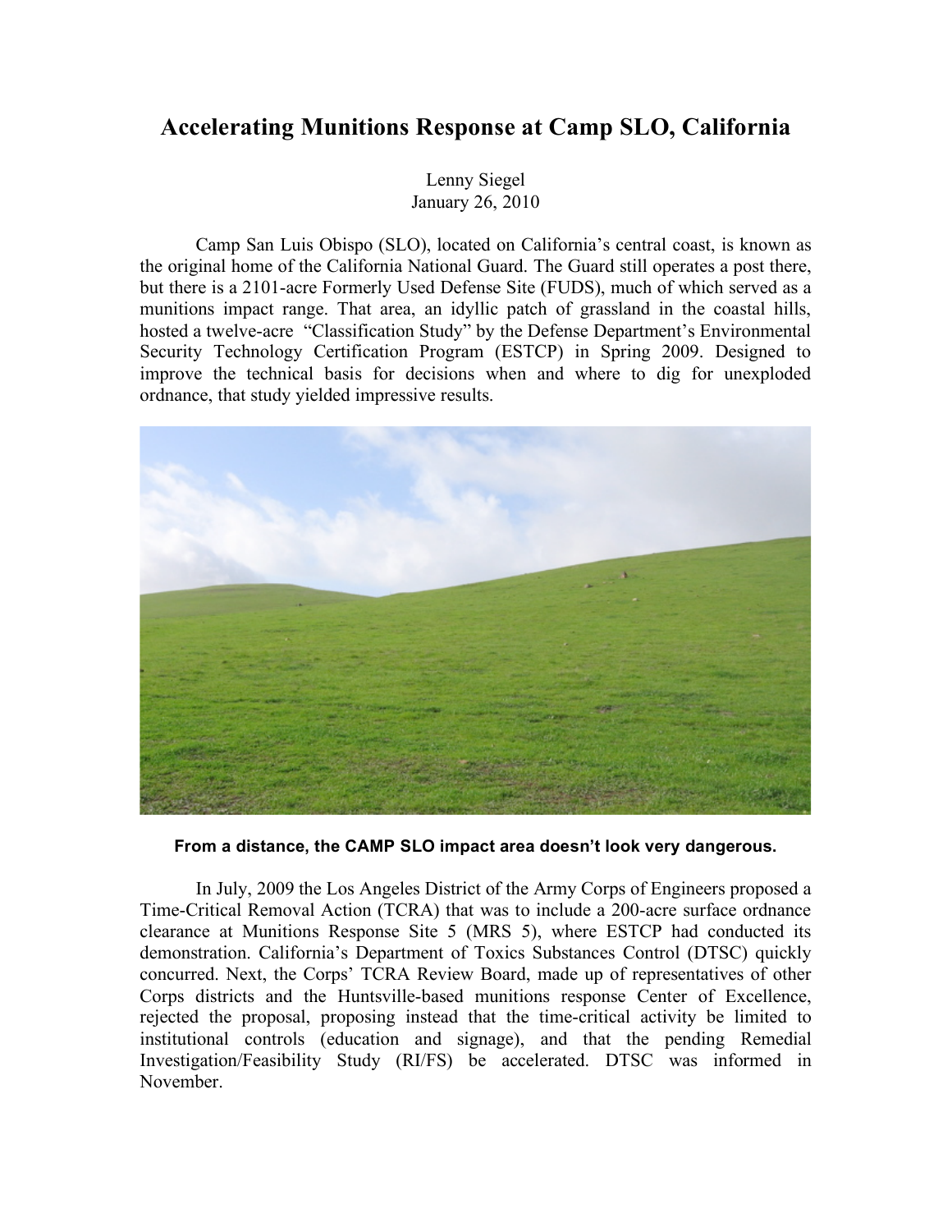# Accelerating Munitions Response at Camp SLO, California

Lenny Siegel
January 26, 2010

Camp San Luis Obispo (SLO), located on California's central coast, is known as the original home of the California National Guard. The Guard still operates a post there, but there is a 2101-acre Formerly Used Defense Site (FUDS), much of which served as a munitions impact range. That area, an idyllic patch of grassland in the coastal hills, hosted a twelve-acre "Classification Study" by the Defense Department's Environmental Security Technology Certification Program (ESTCP) in Spring 2009. Designed to improve the technical basis for decisions when and where to dig for unexploded ordnance, that study yielded impressive results.

**From a distance, the CAMP SLO impact area doesn't look very dangerous.**

In July, 2009 the Los Angeles District of the Army Corps of Engineers proposed a Time-Critical Removal Action (TCRA) that was to include a 200-acre surface ordnance clearance at Munitions Response Site 5 (MRS 5), where ESTCP had conducted its demonstration. California's Department of Toxics Substances Control (DTSC) quickly concurred. Next, the Corps' TCRA Review Board, made up of representatives of other Corps districts and the Huntsville-based munitions response Center of Excellence, rejected the proposal, proposing instead that the time-critical activity be limited to institutional controls (education and signage), and that the pending Remedial Investigation/Feasibility Study (RI/FS) be accelerated. DTSC was informed in November.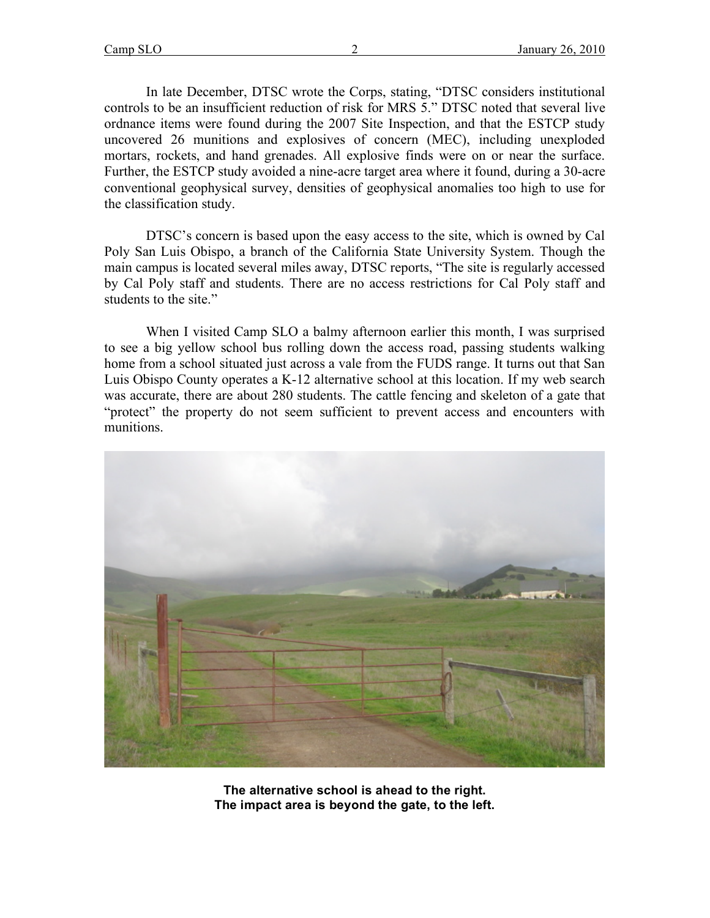In late December, DTSC wrote the Corps, stating, "DTSC considers institutional controls to be an insufficient reduction of risk for MRS 5." DTSC noted that several live ordnance items were found during the 2007 Site Inspection, and that the ESTCP study uncovered 26 munitions and explosives of concern (MEC), including unexploded mortars, rockets, and hand grenades. All explosive finds were on or near the surface. Further, the ESTCP study avoided a nine-acre target area where it found, during a 30-acre conventional geophysical survey, densities of geophysical anomalies too high to use for the classification study.

DTSC's concern is based upon the easy access to the site, which is owned by Cal Poly San Luis Obispo, a branch of the California State University System. Though the main campus is located several miles away, DTSC reports, "The site is regularly accessed by Cal Poly staff and students. There are no access restrictions for Cal Poly staff and students to the site."

When I visited Camp SLO a balmy afternoon earlier this month, I was surprised to see a big yellow school bus rolling down the access road, passing students walking home from a school situated just across a vale from the FUDS range. It turns out that San Luis Obispo County operates a K-12 alternative school at this location. If my web search was accurate, there are about 280 students. The cattle fencing and skeleton of a gate that "protect" the property do not seem sufficient to prevent access and encounters with munitions.

**The alternative school is ahead to the right.**
**The impact area is beyond the gate, to the left.**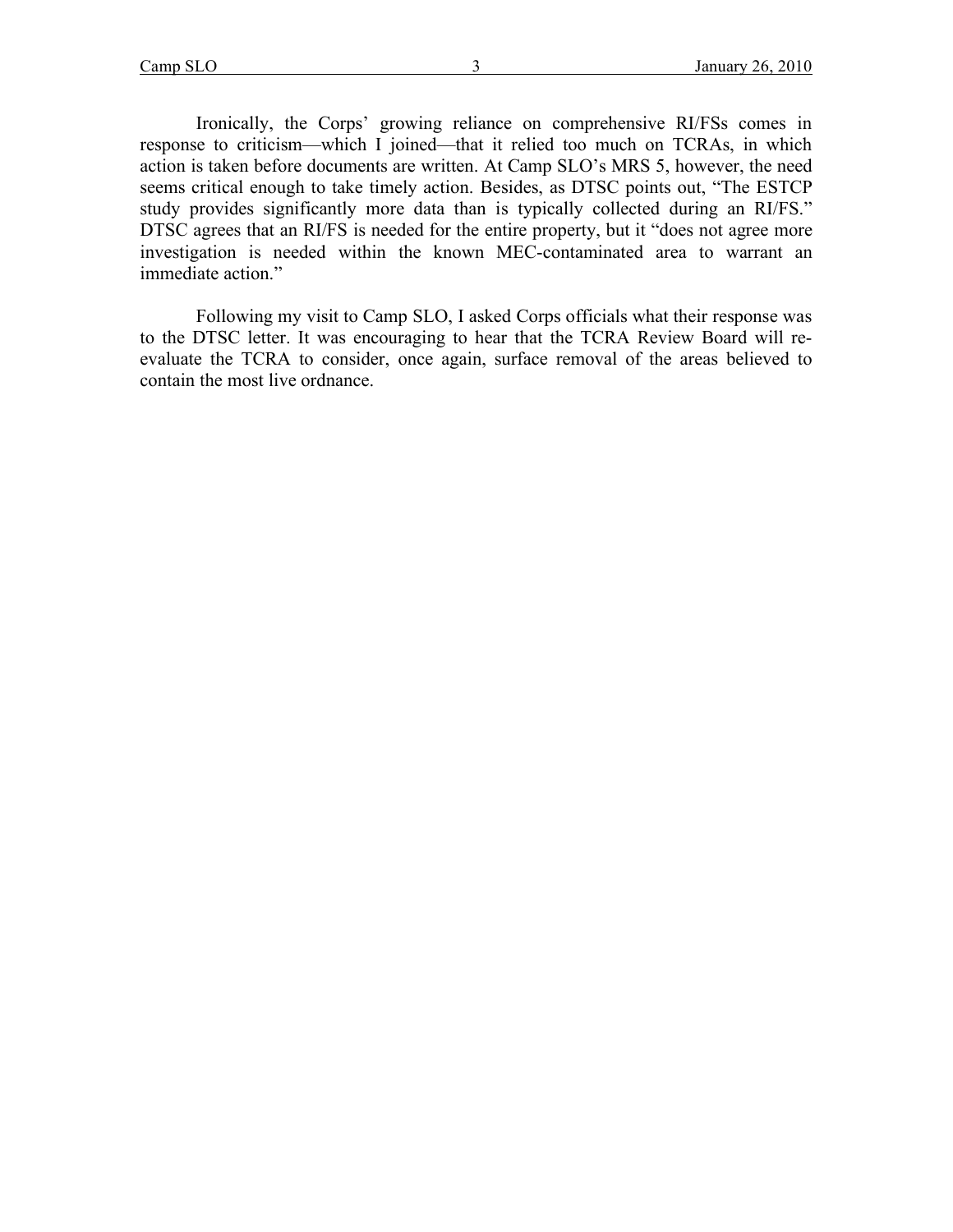Ironically, the Corps' growing reliance on comprehensive RI/FSs comes in response to criticism—which I joined—that it relied too much on TCRAs, in which action is taken before documents are written. At Camp SLO's MRS 5, however, the need seems critical enough to take timely action. Besides, as DTSC points out, "The ESTCP study provides significantly more data than is typically collected during an RI/FS." DTSC agrees that an RI/FS is needed for the entire property, but it "does not agree more investigation is needed within the known MEC-contaminated area to warrant an immediate action."

Following my visit to Camp SLO, I asked Corps officials what their response was to the DTSC letter. It was encouraging to hear that the TCRA Review Board will re-evaluate the TCRA to consider, once again, surface removal of the areas believed to contain the most live ordnance.